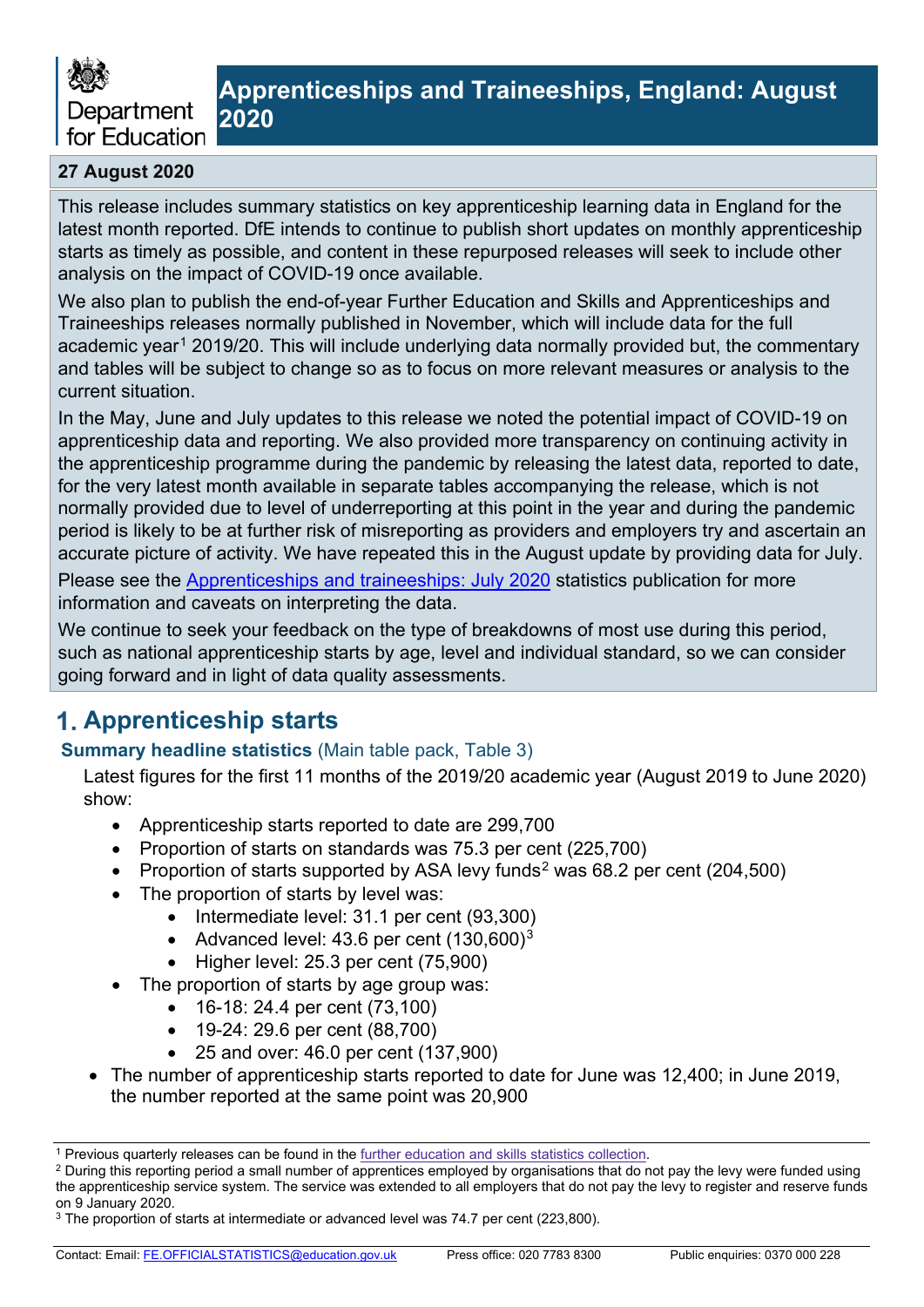Department for Education

# Apprenticeships and Traineeships, England: August 2020

**27 August 2020**

This release includes summary statistics on key apprenticeship learning data in England for the latest month reported. DfE intends to continue to publish short updates on monthly apprenticeship starts as timely as possible, and content in these repurposed releases will seek to include other analysis on the impact of COVID-19 once available.

We also plan to publish the end-of-year Further Education and Skills and Apprenticeships and Traineeships releases normally published in November, which will include data for the full academic year[1] 2019/20. This will include underlying data normally provided but, the commentary and tables will be subject to change so as to focus on more relevant measures or analysis to the current situation.

In the May, June and July updates to this release we noted the potential impact of COVID-19 on apprenticeship data and reporting. We also provided more transparency on continuing activity in the apprenticeship programme during the pandemic by releasing the latest data, reported to date, for the very latest month available in separate tables accompanying the release, which is not normally provided due to level of underreporting at this point in the year and during the pandemic period is likely to be at further risk of misreporting as providers and employers try and ascertain an accurate picture of activity. We have repeated this in the August update by providing data for July.

Please see the Apprenticeships and traineeships: July 2020 statistics publication for more information and caveats on interpreting the data.

We continue to seek your feedback on the type of breakdowns of most use during this period, such as national apprenticeship starts by age, level and individual standard, so we can consider going forward and in light of data quality assessments.

## 1. Apprenticeship starts

### Summary headline statistics (Main table pack, Table 3)

Latest figures for the first 11 months of the 2019/20 academic year (August 2019 to June 2020) show:

- Apprenticeship starts reported to date are 299,700
- Proportion of starts on standards was 75.3 per cent (225,700)
- Proportion of starts supported by ASA levy funds[2] was 68.2 per cent (204,500)
- The proportion of starts by level was:
  - Intermediate level: 31.1 per cent (93,300)
  - Advanced level: 43.6 per cent (130,600)[3]
  - Higher level: 25.3 per cent (75,900)
- The proportion of starts by age group was:
  - 16-18: 24.4 per cent (73,100)
  - 19-24: 29.6 per cent (88,700)
  - 25 and over: 46.0 per cent (137,900)
- The number of apprenticeship starts reported to date for June was 12,400; in June 2019, the number reported at the same point was 20,900

---

[1] Previous quarterly releases can be found in the further education and skills statistics collection.

[2] During this reporting period a small number of apprentices employed by organisations that do not pay the levy were funded using the apprenticeship service system. The service was extended to all employers that do not pay the levy to register and reserve funds on 9 January 2020.

[3] The proportion of starts at intermediate or advanced level was 74.7 per cent (223,800).

Contact: Email: FE.OFFICIALSTATISTICS@education.gov.uk Press office: 020 7783 8300 Public enquiries: 0370 000 228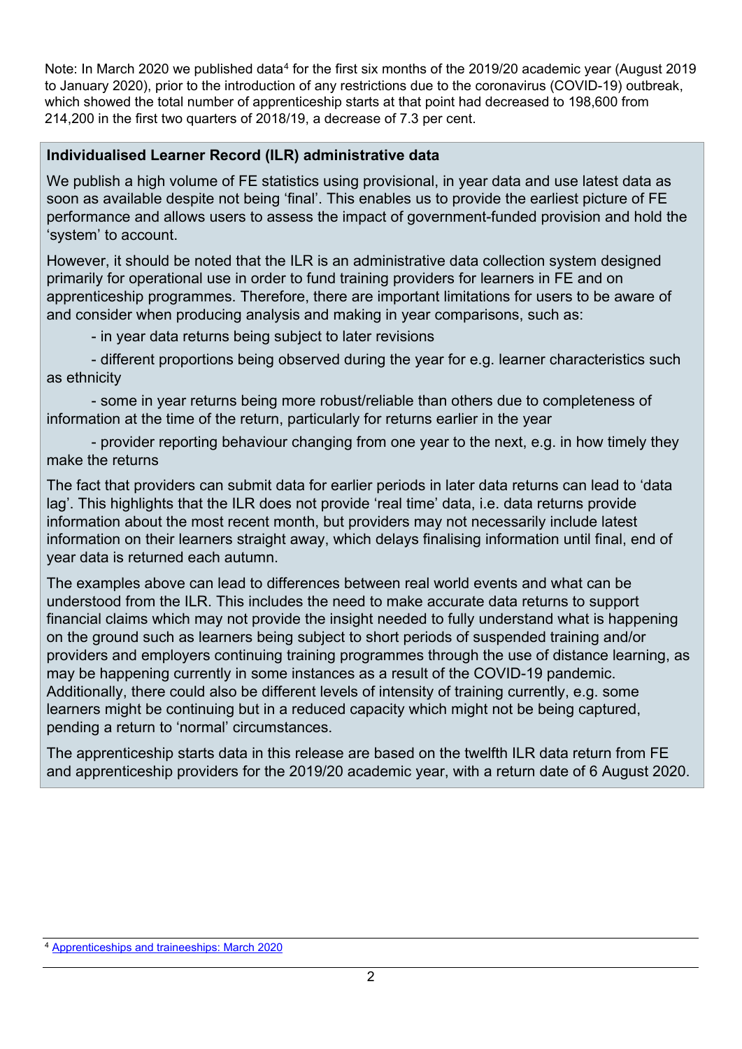Note: In March 2020 we published data[4] for the first six months of the 2019/20 academic year (August 2019 to January 2020), prior to the introduction of any restrictions due to the coronavirus (COVID-19) outbreak, which showed the total number of apprenticeship starts at that point had decreased to 198,600 from 214,200 in the first two quarters of 2018/19, a decrease of 7.3 per cent.

**Individualised Learner Record (ILR) administrative data**

We publish a high volume of FE statistics using provisional, in year data and use latest data as soon as available despite not being 'final'. This enables us to provide the earliest picture of FE performance and allows users to assess the impact of government-funded provision and hold the 'system' to account.

However, it should be noted that the ILR is an administrative data collection system designed primarily for operational use in order to fund training providers for learners in FE and on apprenticeship programmes. Therefore, there are important limitations for users to be aware of and consider when producing analysis and making in year comparisons, such as:

- in year data returns being subject to later revisions
- different proportions being observed during the year for e.g. learner characteristics such as ethnicity
- some in year returns being more robust/reliable than others due to completeness of information at the time of the return, particularly for returns earlier in the year
- provider reporting behaviour changing from one year to the next, e.g. in how timely they make the returns

The fact that providers can submit data for earlier periods in later data returns can lead to 'data lag'. This highlights that the ILR does not provide 'real time' data, i.e. data returns provide information about the most recent month, but providers may not necessarily include latest information on their learners straight away, which delays finalising information until final, end of year data is returned each autumn.

The examples above can lead to differences between real world events and what can be understood from the ILR. This includes the need to make accurate data returns to support financial claims which may not provide the insight needed to fully understand what is happening on the ground such as learners being subject to short periods of suspended training and/or providers and employers continuing training programmes through the use of distance learning, as may be happening currently in some instances as a result of the COVID-19 pandemic. Additionally, there could also be different levels of intensity of training currently, e.g. some learners might be continuing but in a reduced capacity which might not be being captured, pending a return to 'normal' circumstances.

The apprenticeship starts data in this release are based on the twelfth ILR data return from FE and apprenticeship providers for the 2019/20 academic year, with a return date of 6 August 2020.

[4] Apprenticeships and traineeships: March 2020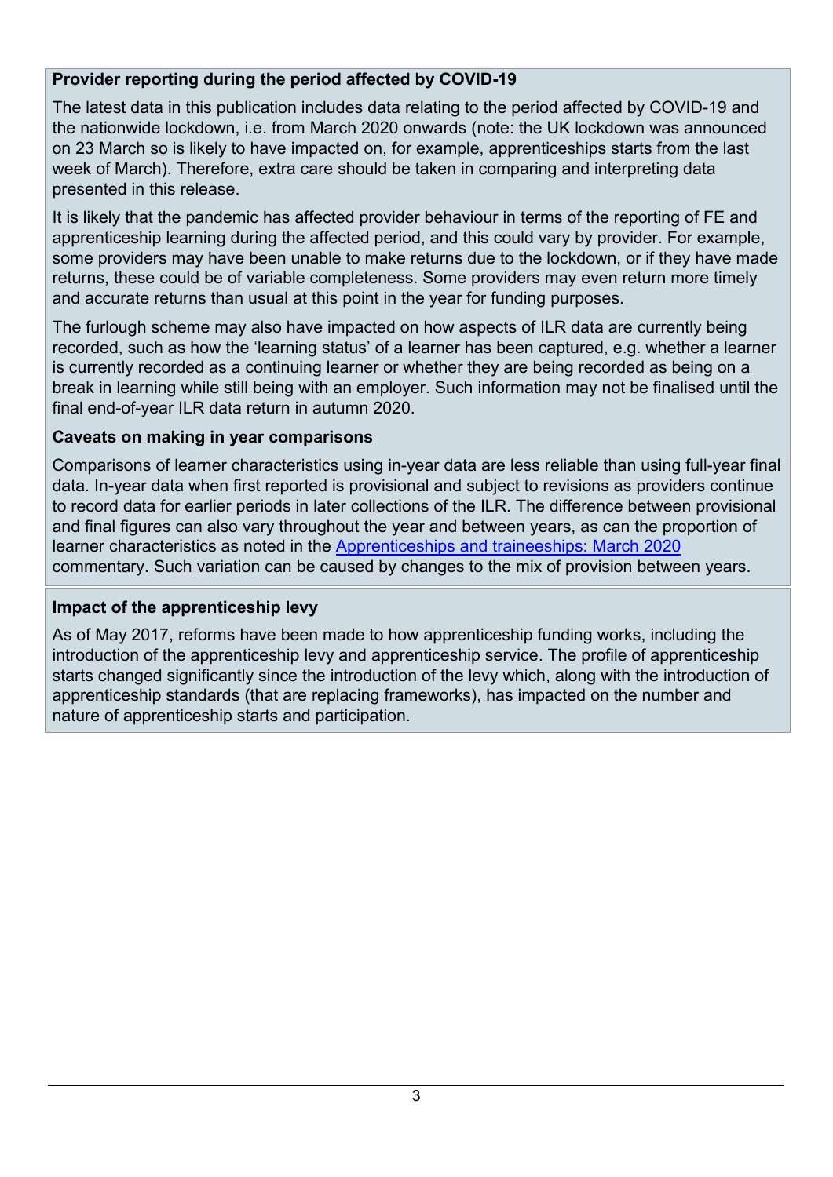**Provider reporting during the period affected by COVID-19**

The latest data in this publication includes data relating to the period affected by COVID-19 and the nationwide lockdown, i.e. from March 2020 onwards (note: the UK lockdown was announced on 23 March so is likely to have impacted on, for example, apprenticeships starts from the last week of March). Therefore, extra care should be taken in comparing and interpreting data presented in this release.

It is likely that the pandemic has affected provider behaviour in terms of the reporting of FE and apprenticeship learning during the affected period, and this could vary by provider. For example, some providers may have been unable to make returns due to the lockdown, or if they have made returns, these could be of variable completeness. Some providers may even return more timely and accurate returns than usual at this point in the year for funding purposes.

The furlough scheme may also have impacted on how aspects of ILR data are currently being recorded, such as how the 'learning status' of a learner has been captured, e.g. whether a learner is currently recorded as a continuing learner or whether they are being recorded as being on a break in learning while still being with an employer. Such information may not be finalised until the final end-of-year ILR data return in autumn 2020.

**Caveats on making in year comparisons**

Comparisons of learner characteristics using in-year data are less reliable than using full-year final data. In-year data when first reported is provisional and subject to revisions as providers continue to record data for earlier periods in later collections of the ILR. The difference between provisional and final figures can also vary throughout the year and between years, as can the proportion of learner characteristics as noted in the Apprenticeships and traineeships: March 2020 commentary. Such variation can be caused by changes to the mix of provision between years.

**Impact of the apprenticeship levy**

As of May 2017, reforms have been made to how apprenticeship funding works, including the introduction of the apprenticeship levy and apprenticeship service. The profile of apprenticeship starts changed significantly since the introduction of the levy which, along with the introduction of apprenticeship standards (that are replacing frameworks), has impacted on the number and nature of apprenticeship starts and participation.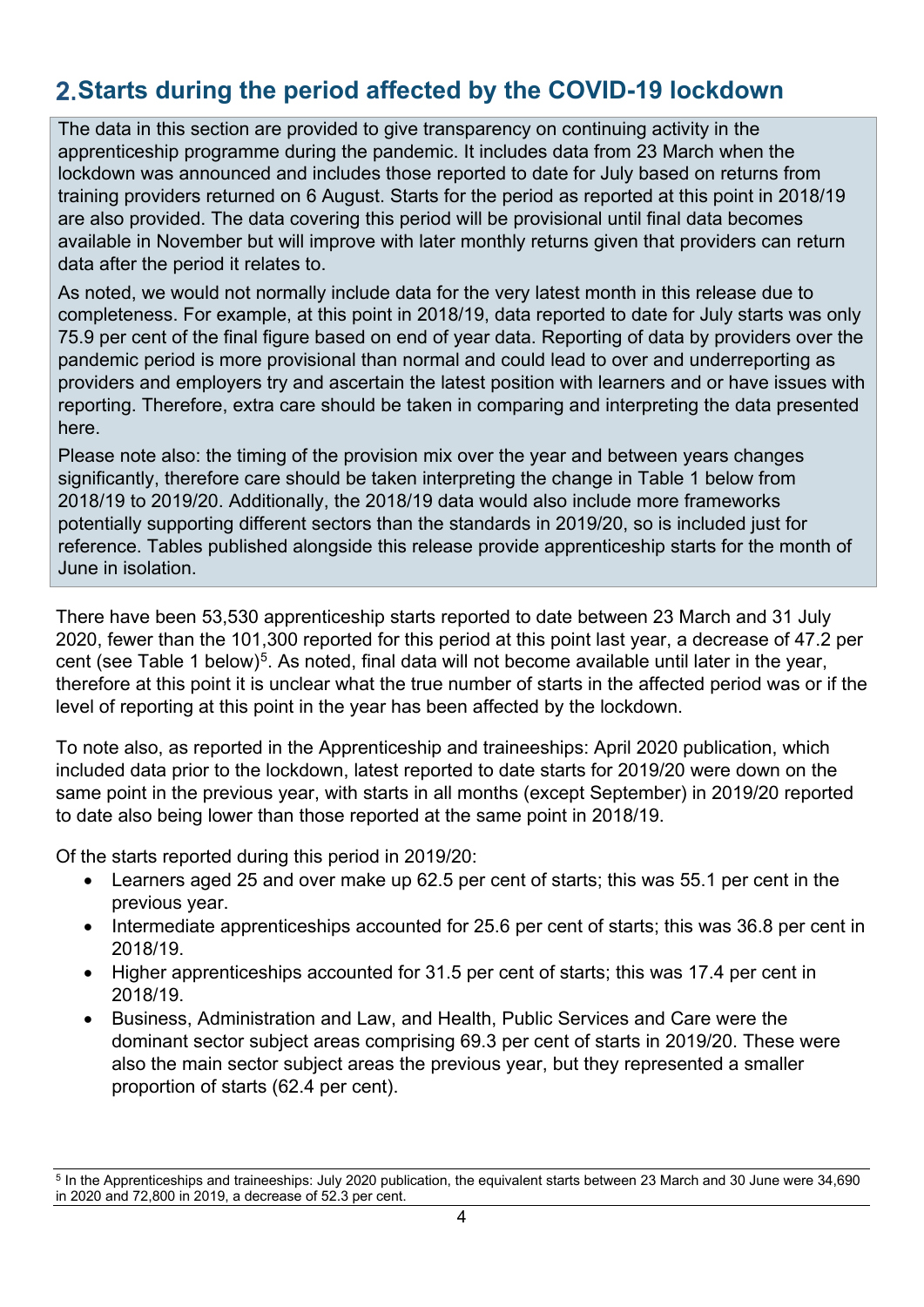## 2. Starts during the period affected by the COVID-19 lockdown

The data in this section are provided to give transparency on continuing activity in the apprenticeship programme during the pandemic. It includes data from 23 March when the lockdown was announced and includes those reported to date for July based on returns from training providers returned on 6 August. Starts for the period as reported at this point in 2018/19 are also provided. The data covering this period will be provisional until final data becomes available in November but will improve with later monthly returns given that providers can return data after the period it relates to.

As noted, we would not normally include data for the very latest month in this release due to completeness. For example, at this point in 2018/19, data reported to date for July starts was only 75.9 per cent of the final figure based on end of year data. Reporting of data by providers over the pandemic period is more provisional than normal and could lead to over and underreporting as providers and employers try and ascertain the latest position with learners and or have issues with reporting. Therefore, extra care should be taken in comparing and interpreting the data presented here.

Please note also: the timing of the provision mix over the year and between years changes significantly, therefore care should be taken interpreting the change in Table 1 below from 2018/19 to 2019/20. Additionally, the 2018/19 data would also include more frameworks potentially supporting different sectors than the standards in 2019/20, so is included just for reference. Tables published alongside this release provide apprenticeship starts for the month of June in isolation.

There have been 53,530 apprenticeship starts reported to date between 23 March and 31 July 2020, fewer than the 101,300 reported for this period at this point last year, a decrease of 47.2 per cent (see Table 1 below)[5]. As noted, final data will not become available until later in the year, therefore at this point it is unclear what the true number of starts in the affected period was or if the level of reporting at this point in the year has been affected by the lockdown.

To note also, as reported in the Apprenticeship and traineeships: April 2020 publication, which included data prior to the lockdown, latest reported to date starts for 2019/20 were down on the same point in the previous year, with starts in all months (except September) in 2019/20 reported to date also being lower than those reported at the same point in 2018/19.

Of the starts reported during this period in 2019/20:

- Learners aged 25 and over make up 62.5 per cent of starts; this was 55.1 per cent in the previous year.
- Intermediate apprenticeships accounted for 25.6 per cent of starts; this was 36.8 per cent in 2018/19.
- Higher apprenticeships accounted for 31.5 per cent of starts; this was 17.4 per cent in 2018/19.
- Business, Administration and Law, and Health, Public Services and Care were the dominant sector subject areas comprising 69.3 per cent of starts in 2019/20. These were also the main sector subject areas the previous year, but they represented a smaller proportion of starts (62.4 per cent).

[5] In the Apprenticeships and traineeships: July 2020 publication, the equivalent starts between 23 March and 30 June were 34,690 in 2020 and 72,800 in 2019, a decrease of 52.3 per cent.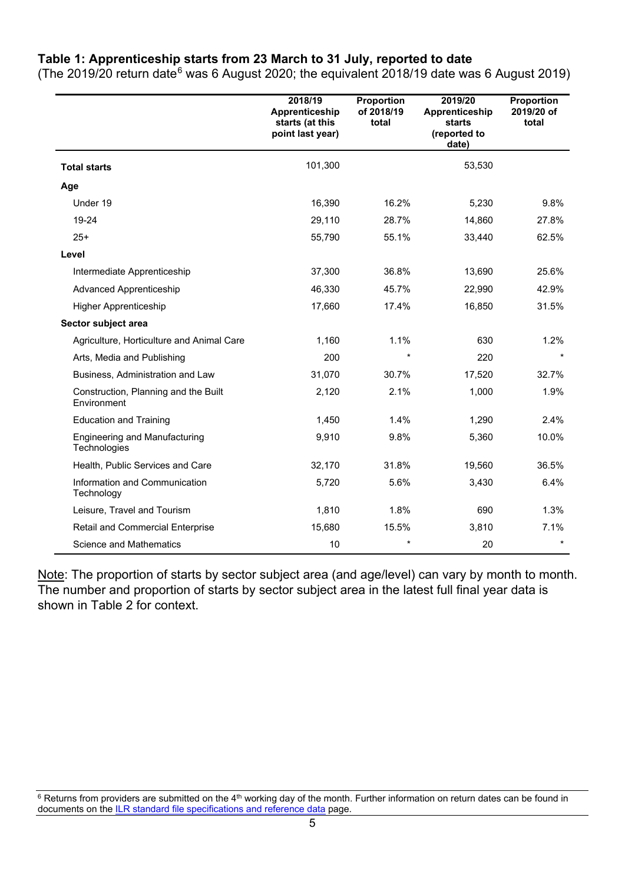### Table 1: Apprenticeship starts from 23 March to 31 July, reported to date

(The 2019/20 return date[6] was 6 August 2020; the equivalent 2018/19 date was 6 August 2019)

| | 2018/19 Apprenticeship starts (at this point last year) | Proportion of 2018/19 total | 2019/20 Apprenticeship starts (reported to date) | Proportion 2019/20 of total |
|---|---|---|---|---|
| **Total starts** | 101,300 | | 53,530 | |
| **Age** | | | | |
| Under 19 | 16,390 | 16.2% | 5,230 | 9.8% |
| 19-24 | 29,110 | 28.7% | 14,860 | 27.8% |
| 25+ | 55,790 | 55.1% | 33,440 | 62.5% |
| **Level** | | | | |
| Intermediate Apprenticeship | 37,300 | 36.8% | 13,690 | 25.6% |
| Advanced Apprenticeship | 46,330 | 45.7% | 22,990 | 42.9% |
| Higher Apprenticeship | 17,660 | 17.4% | 16,850 | 31.5% |
| **Sector subject area** | | | | |
| Agriculture, Horticulture and Animal Care | 1,160 | 1.1% | 630 | 1.2% |
| Arts, Media and Publishing | 200 | * | 220 | * |
| Business, Administration and Law | 31,070 | 30.7% | 17,520 | 32.7% |
| Construction, Planning and the Built Environment | 2,120 | 2.1% | 1,000 | 1.9% |
| Education and Training | 1,450 | 1.4% | 1,290 | 2.4% |
| Engineering and Manufacturing Technologies | 9,910 | 9.8% | 5,360 | 10.0% |
| Health, Public Services and Care | 32,170 | 31.8% | 19,560 | 36.5% |
| Information and Communication Technology | 5,720 | 5.6% | 3,430 | 6.4% |
| Leisure, Travel and Tourism | 1,810 | 1.8% | 690 | 1.3% |
| Retail and Commercial Enterprise | 15,680 | 15.5% | 3,810 | 7.1% |
| Science and Mathematics | 10 | * | 20 | * |

Note: The proportion of starts by sector subject area (and age/level) can vary by month to month. The number and proportion of starts by sector subject area in the latest full final year data is shown in Table 2 for context.

[6] Returns from providers are submitted on the 4th working day of the month. Further information on return dates can be found in documents on the ILR standard file specifications and reference data page.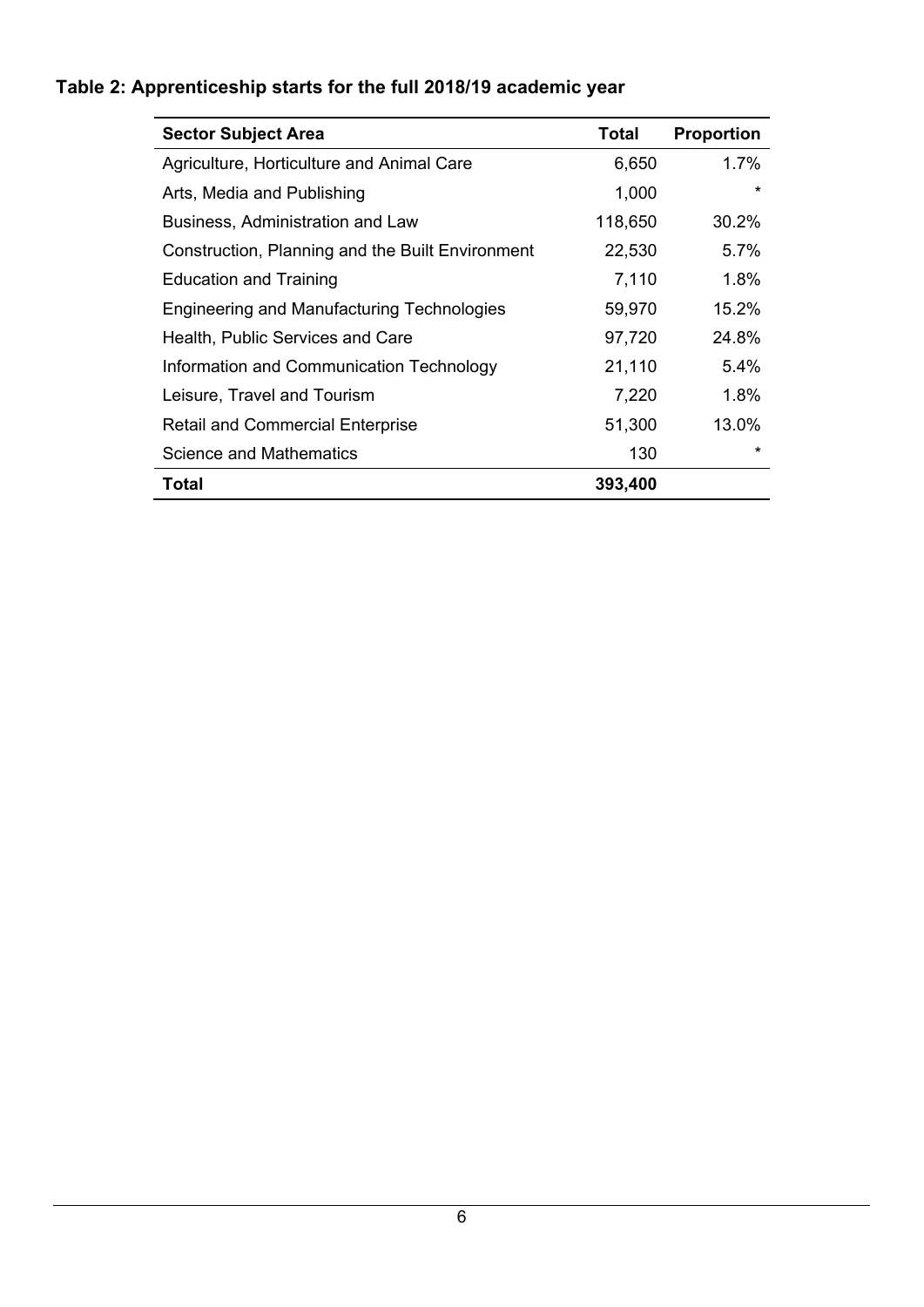## Table 2: Apprenticeship starts for the full 2018/19 academic year

| Sector Subject Area | Total | Proportion |
|---|---|---|
| Agriculture, Horticulture and Animal Care | 6,650 | 1.7% |
| Arts, Media and Publishing | 1,000 | * |
| Business, Administration and Law | 118,650 | 30.2% |
| Construction, Planning and the Built Environment | 22,530 | 5.7% |
| Education and Training | 7,110 | 1.8% |
| Engineering and Manufacturing Technologies | 59,970 | 15.2% |
| Health, Public Services and Care | 97,720 | 24.8% |
| Information and Communication Technology | 21,110 | 5.4% |
| Leisure, Travel and Tourism | 7,220 | 1.8% |
| Retail and Commercial Enterprise | 51,300 | 13.0% |
| Science and Mathematics | 130 | * |
| **Total** | **393,400** | |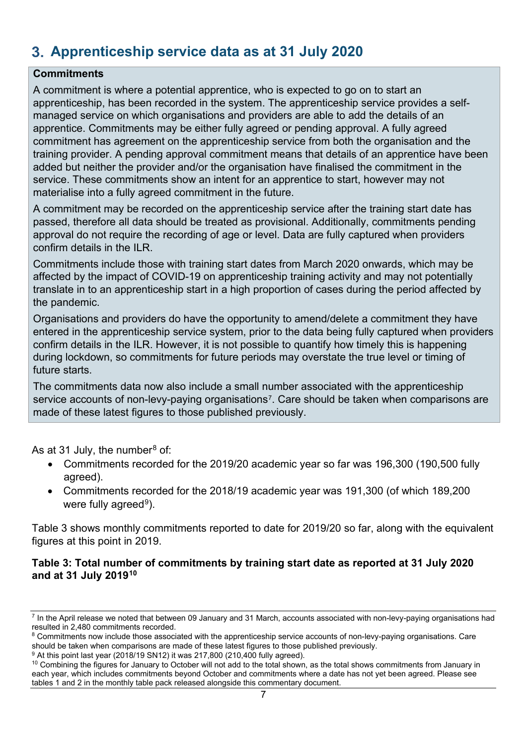# 3. Apprenticeship service data as at 31 July 2020

**Commitments**

A commitment is where a potential apprentice, who is expected to go on to start an apprenticeship, has been recorded in the system. The apprenticeship service provides a self-managed service on which organisations and providers are able to add the details of an apprentice. Commitments may be either fully agreed or pending approval. A fully agreed commitment has agreement on the apprenticeship service from both the organisation and the training provider. A pending approval commitment means that details of an apprentice have been added but neither the provider and/or the organisation have finalised the commitment in the service. These commitments show an intent for an apprentice to start, however may not materialise into a fully agreed commitment in the future.

A commitment may be recorded on the apprenticeship service after the training start date has passed, therefore all data should be treated as provisional. Additionally, commitments pending approval do not require the recording of age or level. Data are fully captured when providers confirm details in the ILR.

Commitments include those with training start dates from March 2020 onwards, which may be affected by the impact of COVID-19 on apprenticeship training activity and may not potentially translate in to an apprenticeship start in a high proportion of cases during the period affected by the pandemic.

Organisations and providers do have the opportunity to amend/delete a commitment they have entered in the apprenticeship service system, prior to the data being fully captured when providers confirm details in the ILR. However, it is not possible to quantify how timely this is happening during lockdown, so commitments for future periods may overstate the true level or timing of future starts.

The commitments data now also include a small number associated with the apprenticeship service accounts of non-levy-paying organisations[7]. Care should be taken when comparisons are made of these latest figures to those published previously.

As at 31 July, the number[8] of:

- Commitments recorded for the 2019/20 academic year so far was 196,300 (190,500 fully agreed).
- Commitments recorded for the 2018/19 academic year was 191,300 (of which 189,200 were fully agreed[9]).

Table 3 shows monthly commitments reported to date for 2019/20 so far, along with the equivalent figures at this point in 2019.

**Table 3: Total number of commitments by training start date as reported at 31 July 2020 and at 31 July 2019[10]**

[7] In the April release we noted that between 09 January and 31 March, accounts associated with non-levy-paying organisations had resulted in 2,480 commitments recorded.

[8] Commitments now include those associated with the apprenticeship service accounts of non-levy-paying organisations. Care should be taken when comparisons are made of these latest figures to those published previously.

[9] At this point last year (2018/19 SN12) it was 217,800 (210,400 fully agreed).

[10] Combining the figures for January to October will not add to the total shown, as the total shows commitments from January in each year, which includes commitments beyond October and commitments where a date has not yet been agreed. Please see tables 1 and 2 in the monthly table pack released alongside this commentary document.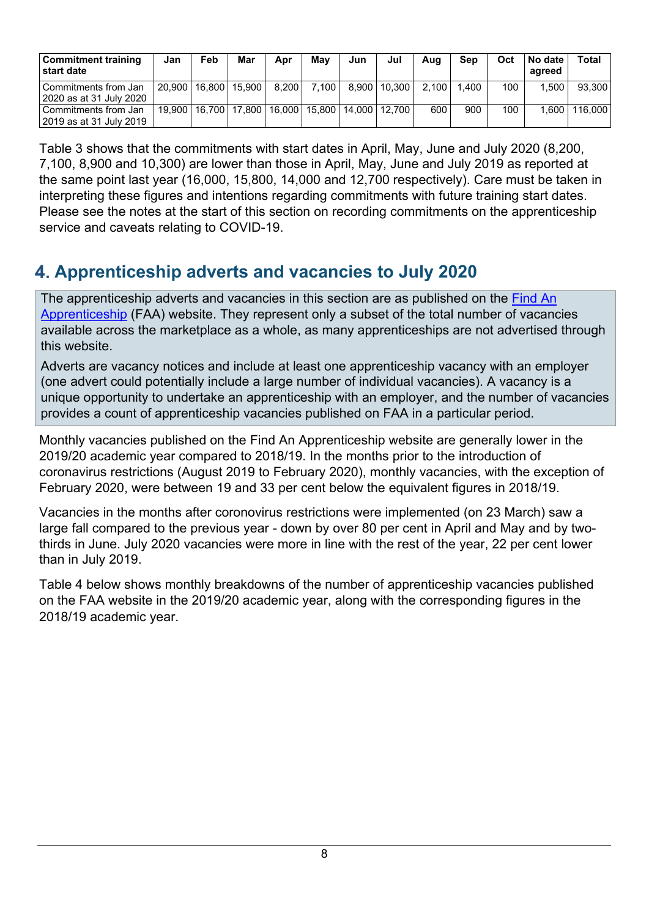| Commitment training start date | Jan | Feb | Mar | Apr | May | Jun | Jul | Aug | Sep | Oct | No date agreed | Total |
|---|---|---|---|---|---|---|---|---|---|---|---|---|
| Commitments from Jan 2020 as at 31 July 2020 | 20,900 | 16,800 | 15,900 | 8,200 | 7,100 | 8,900 | 10,300 | 2,100 | 1,400 | 100 | 1,500 | 93,300 |
| Commitments from Jan 2019 as at 31 July 2019 | 19,900 | 16,700 | 17,800 | 16,000 | 15,800 | 14,000 | 12,700 | 600 | 900 | 100 | 1,600 | 116,000 |

Table 3 shows that the commitments with start dates in April, May, June and July 2020 (8,200, 7,100, 8,900 and 10,300) are lower than those in April, May, June and July 2019 as reported at the same point last year (16,000, 15,800, 14,000 and 12,700 respectively). Care must be taken in interpreting these figures and intentions regarding commitments with future training start dates. Please see the notes at the start of this section on recording commitments on the apprenticeship service and caveats relating to COVID-19.

## 4. Apprenticeship adverts and vacancies to July 2020

The apprenticeship adverts and vacancies in this section are as published on the Find An Apprenticeship (FAA) website. They represent only a subset of the total number of vacancies available across the marketplace as a whole, as many apprenticeships are not advertised through this website.

Adverts are vacancy notices and include at least one apprenticeship vacancy with an employer (one advert could potentially include a large number of individual vacancies). A vacancy is a unique opportunity to undertake an apprenticeship with an employer, and the number of vacancies provides a count of apprenticeship vacancies published on FAA in a particular period.

Monthly vacancies published on the Find An Apprenticeship website are generally lower in the 2019/20 academic year compared to 2018/19. In the months prior to the introduction of coronavirus restrictions (August 2019 to February 2020), monthly vacancies, with the exception of February 2020, were between 19 and 33 per cent below the equivalent figures in 2018/19.

Vacancies in the months after coronovirus restrictions were implemented (on 23 March) saw a large fall compared to the previous year - down by over 80 per cent in April and May and by two-thirds in June. July 2020 vacancies were more in line with the rest of the year, 22 per cent lower than in July 2019.

Table 4 below shows monthly breakdowns of the number of apprenticeship vacancies published on the FAA website in the 2019/20 academic year, along with the corresponding figures in the 2018/19 academic year.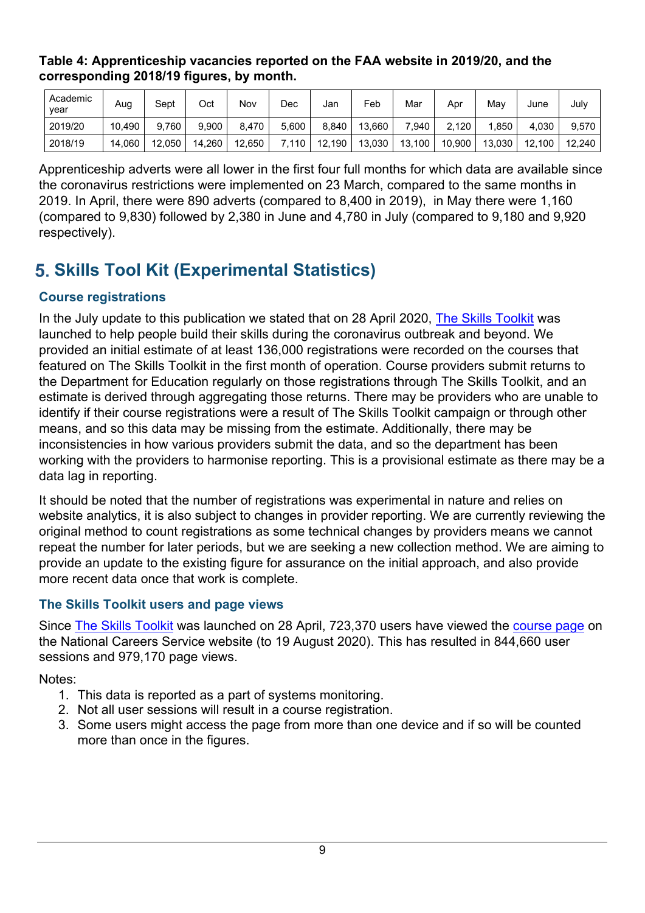**Table 4: Apprenticeship vacancies reported on the FAA website in 2019/20, and the corresponding 2018/19 figures, by month.**

| Academic year | Aug | Sept | Oct | Nov | Dec | Jan | Feb | Mar | Apr | May | June | July |
|---|---|---|---|---|---|---|---|---|---|---|---|---|
| 2019/20 | 10,490 | 9,760 | 9,900 | 8,470 | 5,600 | 8,840 | 13,660 | 7,940 | 2,120 | 1,850 | 4,030 | 9,570 |
| 2018/19 | 14,060 | 12,050 | 14,260 | 12,650 | 7,110 | 12,190 | 13,030 | 13,100 | 10,900 | 13,030 | 12,100 | 12,240 |

Apprenticeship adverts were all lower in the first four full months for which data are available since the coronavirus restrictions were implemented on 23 March, compared to the same months in 2019. In April, there were 890 adverts (compared to 8,400 in 2019), in May there were 1,160 (compared to 9,830) followed by 2,380 in June and 4,780 in July (compared to 9,180 and 9,920 respectively).

## 5. Skills Tool Kit (Experimental Statistics)

### Course registrations

In the July update to this publication we stated that on 28 April 2020, The Skills Toolkit was launched to help people build their skills during the coronavirus outbreak and beyond. We provided an initial estimate of at least 136,000 registrations were recorded on the courses that featured on The Skills Toolkit in the first month of operation. Course providers submit returns to the Department for Education regularly on those registrations through The Skills Toolkit, and an estimate is derived through aggregating those returns. There may be providers who are unable to identify if their course registrations were a result of The Skills Toolkit campaign or through other means, and so this data may be missing from the estimate. Additionally, there may be inconsistencies in how various providers submit the data, and so the department has been working with the providers to harmonise reporting. This is a provisional estimate as there may be a data lag in reporting.

It should be noted that the number of registrations was experimental in nature and relies on website analytics, it is also subject to changes in provider reporting. We are currently reviewing the original method to count registrations as some technical changes by providers means we cannot repeat the number for later periods, but we are seeking a new collection method. We are aiming to provide an update to the existing figure for assurance on the initial approach, and also provide more recent data once that work is complete.

### The Skills Toolkit users and page views

Since The Skills Toolkit was launched on 28 April, 723,370 users have viewed the course page on the National Careers Service website (to 19 August 2020). This has resulted in 844,660 user sessions and 979,170 page views.

Notes:

1. This data is reported as a part of systems monitoring.
2. Not all user sessions will result in a course registration.
3. Some users might access the page from more than one device and if so will be counted more than once in the figures.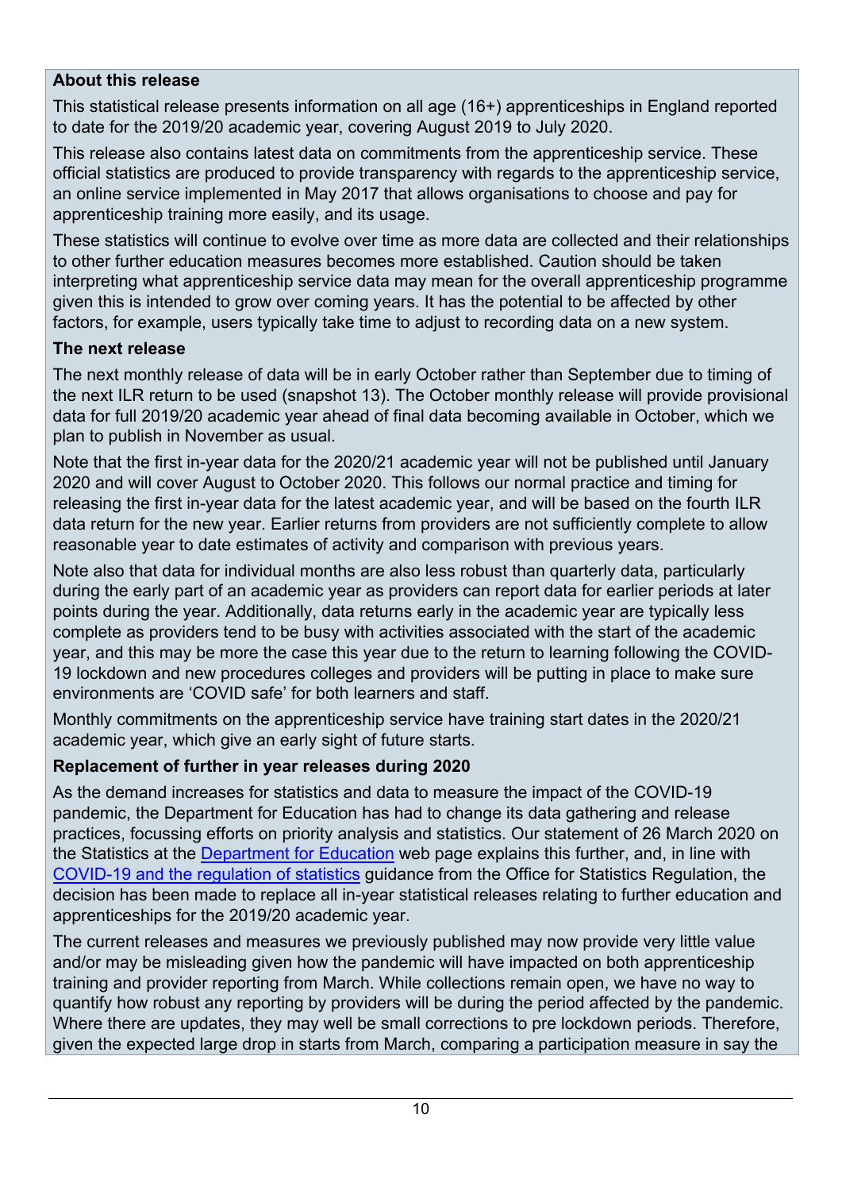**About this release**

This statistical release presents information on all age (16+) apprenticeships in England reported to date for the 2019/20 academic year, covering August 2019 to July 2020.

This release also contains latest data on commitments from the apprenticeship service. These official statistics are produced to provide transparency with regards to the apprenticeship service, an online service implemented in May 2017 that allows organisations to choose and pay for apprenticeship training more easily, and its usage.

These statistics will continue to evolve over time as more data are collected and their relationships to other further education measures becomes more established. Caution should be taken interpreting what apprenticeship service data may mean for the overall apprenticeship programme given this is intended to grow over coming years. It has the potential to be affected by other factors, for example, users typically take time to adjust to recording data on a new system.

**The next release**

The next monthly release of data will be in early October rather than September due to timing of the next ILR return to be used (snapshot 13). The October monthly release will provide provisional data for full 2019/20 academic year ahead of final data becoming available in October, which we plan to publish in November as usual.

Note that the first in-year data for the 2020/21 academic year will not be published until January 2020 and will cover August to October 2020. This follows our normal practice and timing for releasing the first in-year data for the latest academic year, and will be based on the fourth ILR data return for the new year. Earlier returns from providers are not sufficiently complete to allow reasonable year to date estimates of activity and comparison with previous years.

Note also that data for individual months are also less robust than quarterly data, particularly during the early part of an academic year as providers can report data for earlier periods at later points during the year. Additionally, data returns early in the academic year are typically less complete as providers tend to be busy with activities associated with the start of the academic year, and this may be more the case this year due to the return to learning following the COVID-19 lockdown and new procedures colleges and providers will be putting in place to make sure environments are 'COVID safe' for both learners and staff.

Monthly commitments on the apprenticeship service have training start dates in the 2020/21 academic year, which give an early sight of future starts.

**Replacement of further in year releases during 2020**

As the demand increases for statistics and data to measure the impact of the COVID-19 pandemic, the Department for Education has had to change its data gathering and release practices, focussing efforts on priority analysis and statistics. Our statement of 26 March 2020 on the Statistics at the Department for Education web page explains this further, and, in line with COVID-19 and the regulation of statistics guidance from the Office for Statistics Regulation, the decision has been made to replace all in-year statistical releases relating to further education and apprenticeships for the 2019/20 academic year.

The current releases and measures we previously published may now provide very little value and/or may be misleading given how the pandemic will have impacted on both apprenticeship training and provider reporting from March. While collections remain open, we have no way to quantify how robust any reporting by providers will be during the period affected by the pandemic. Where there are updates, they may well be small corrections to pre lockdown periods. Therefore, given the expected large drop in starts from March, comparing a participation measure in say the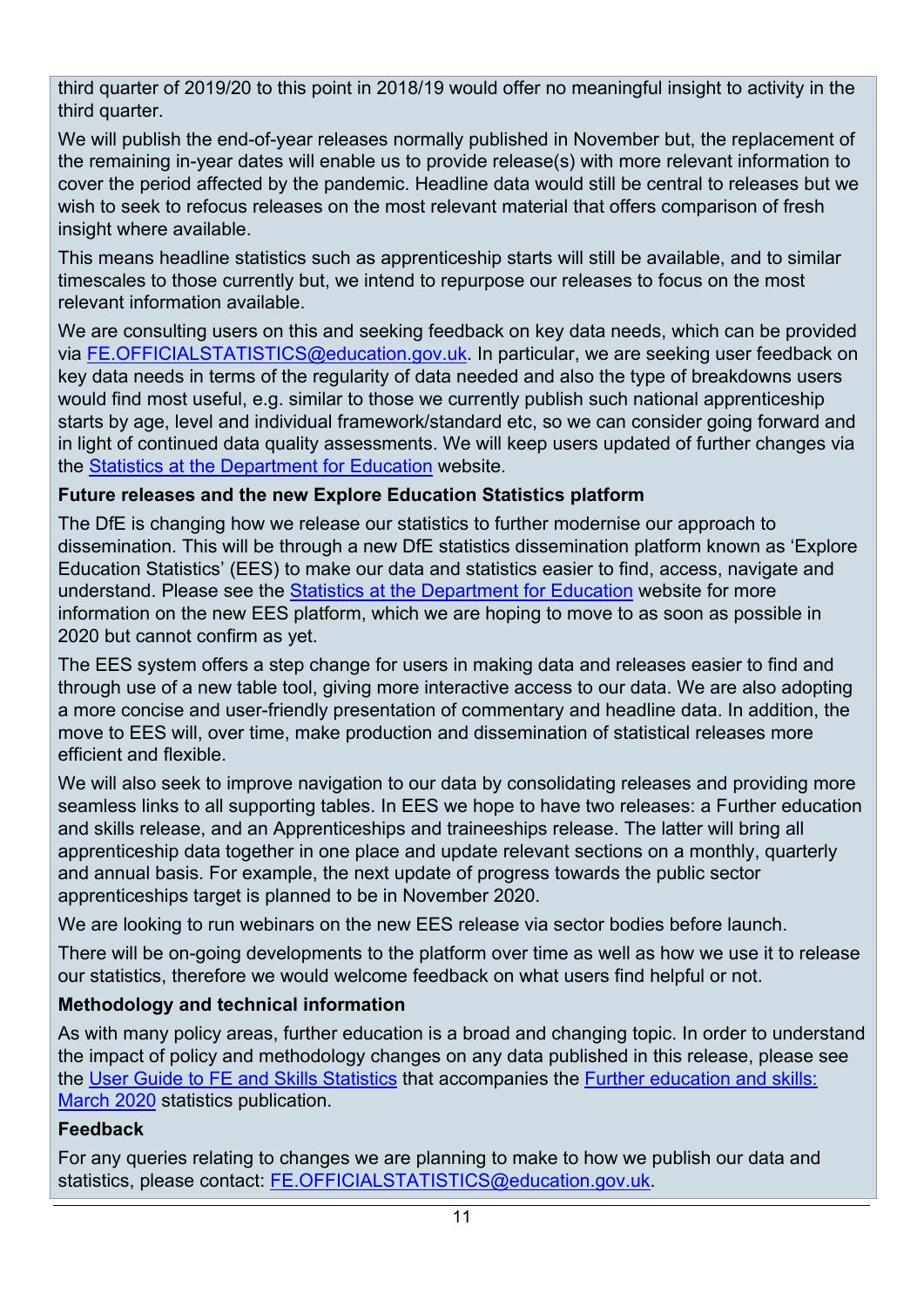third quarter of 2019/20 to this point in 2018/19 would offer no meaningful insight to activity in the third quarter.

We will publish the end-of-year releases normally published in November but, the replacement of the remaining in-year dates will enable us to provide release(s) with more relevant information to cover the period affected by the pandemic. Headline data would still be central to releases but we wish to seek to refocus releases on the most relevant material that offers comparison of fresh insight where available.

This means headline statistics such as apprenticeship starts will still be available, and to similar timescales to those currently but, we intend to repurpose our releases to focus on the most relevant information available.

We are consulting users on this and seeking feedback on key data needs, which can be provided via [FE.OFFICIALSTATISTICS@education.gov.uk](mailto:FE.OFFICIALSTATISTICS@education.gov.uk). In particular, we are seeking user feedback on key data needs in terms of the regularity of data needed and also the type of breakdowns users would find most useful, e.g. similar to those we currently publish such national apprenticeship starts by age, level and individual framework/standard etc, so we can consider going forward and in light of continued data quality assessments. We will keep users updated of further changes via the Statistics at the Department for Education website.

**Future releases and the new Explore Education Statistics platform**

The DfE is changing how we release our statistics to further modernise our approach to dissemination. This will be through a new DfE statistics dissemination platform known as 'Explore Education Statistics' (EES) to make our data and statistics easier to find, access, navigate and understand. Please see the Statistics at the Department for Education website for more information on the new EES platform, which we are hoping to move to as soon as possible in 2020 but cannot confirm as yet.

The EES system offers a step change for users in making data and releases easier to find and through use of a new table tool, giving more interactive access to our data. We are also adopting a more concise and user-friendly presentation of commentary and headline data. In addition, the move to EES will, over time, make production and dissemination of statistical releases more efficient and flexible.

We will also seek to improve navigation to our data by consolidating releases and providing more seamless links to all supporting tables. In EES we hope to have two releases: a Further education and skills release, and an Apprenticeships and traineeships release. The latter will bring all apprenticeship data together in one place and update relevant sections on a monthly, quarterly and annual basis. For example, the next update of progress towards the public sector apprenticeships target is planned to be in November 2020.

We are looking to run webinars on the new EES release via sector bodies before launch.

There will be on-going developments to the platform over time as well as how we use it to release our statistics, therefore we would welcome feedback on what users find helpful or not.

**Methodology and technical information**

As with many policy areas, further education is a broad and changing topic. In order to understand the impact of policy and methodology changes on any data published in this release, please see the User Guide to FE and Skills Statistics that accompanies the Further education and skills: March 2020 statistics publication.

**Feedback**

For any queries relating to changes we are planning to make to how we publish our data and statistics, please contact: [FE.OFFICIALSTATISTICS@education.gov.uk](mailto:FE.OFFICIALSTATISTICS@education.gov.uk).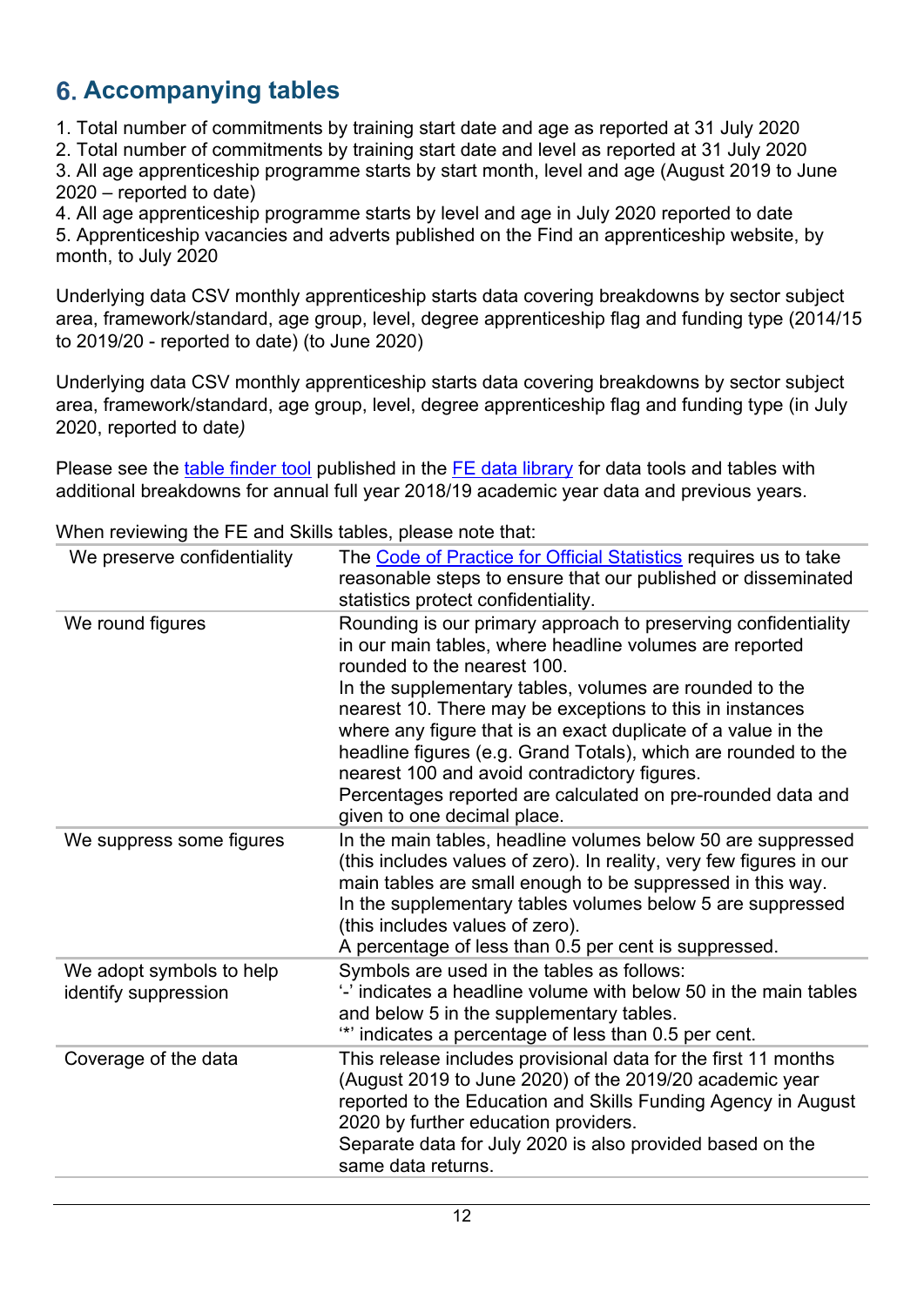## 6. Accompanying tables

1. Total number of commitments by training start date and age as reported at 31 July 2020
2. Total number of commitments by training start date and level as reported at 31 July 2020
3. All age apprenticeship programme starts by start month, level and age (August 2019 to June 2020 – reported to date)
4. All age apprenticeship programme starts by level and age in July 2020 reported to date
5. Apprenticeship vacancies and adverts published on the Find an apprenticeship website, by month, to July 2020

Underlying data CSV monthly apprenticeship starts data covering breakdowns by sector subject area, framework/standard, age group, level, degree apprenticeship flag and funding type (2014/15 to 2019/20 - reported to date) (to June 2020)

Underlying data CSV monthly apprenticeship starts data covering breakdowns by sector subject area, framework/standard, age group, level, degree apprenticeship flag and funding type (in July 2020, reported to date*)*

Please see the table finder tool published in the FE data library for data tools and tables with additional breakdowns for annual full year 2018/19 academic year data and previous years.

When reviewing the FE and Skills tables, please note that:

| | |
|---|---|
| We preserve confidentiality | The Code of Practice for Official Statistics requires us to take reasonable steps to ensure that our published or disseminated statistics protect confidentiality. |
| We round figures | Rounding is our primary approach to preserving confidentiality in our main tables, where headline volumes are reported rounded to the nearest 100.<br>In the supplementary tables, volumes are rounded to the nearest 10. There may be exceptions to this in instances where any figure that is an exact duplicate of a value in the headline figures (e.g. Grand Totals), which are rounded to the nearest 100 and avoid contradictory figures.<br>Percentages reported are calculated on pre-rounded data and given to one decimal place. |
| We suppress some figures | In the main tables, headline volumes below 50 are suppressed (this includes values of zero). In reality, very few figures in our main tables are small enough to be suppressed in this way.<br>In the supplementary tables volumes below 5 are suppressed (this includes values of zero).<br>A percentage of less than 0.5 per cent is suppressed. |
| We adopt symbols to help identify suppression | Symbols are used in the tables as follows:<br>'-' indicates a headline volume with below 50 in the main tables and below 5 in the supplementary tables.<br>'*' indicates a percentage of less than 0.5 per cent. |
| Coverage of the data | This release includes provisional data for the first 11 months (August 2019 to June 2020) of the 2019/20 academic year reported to the Education and Skills Funding Agency in August 2020 by further education providers.<br>Separate data for July 2020 is also provided based on the same data returns. |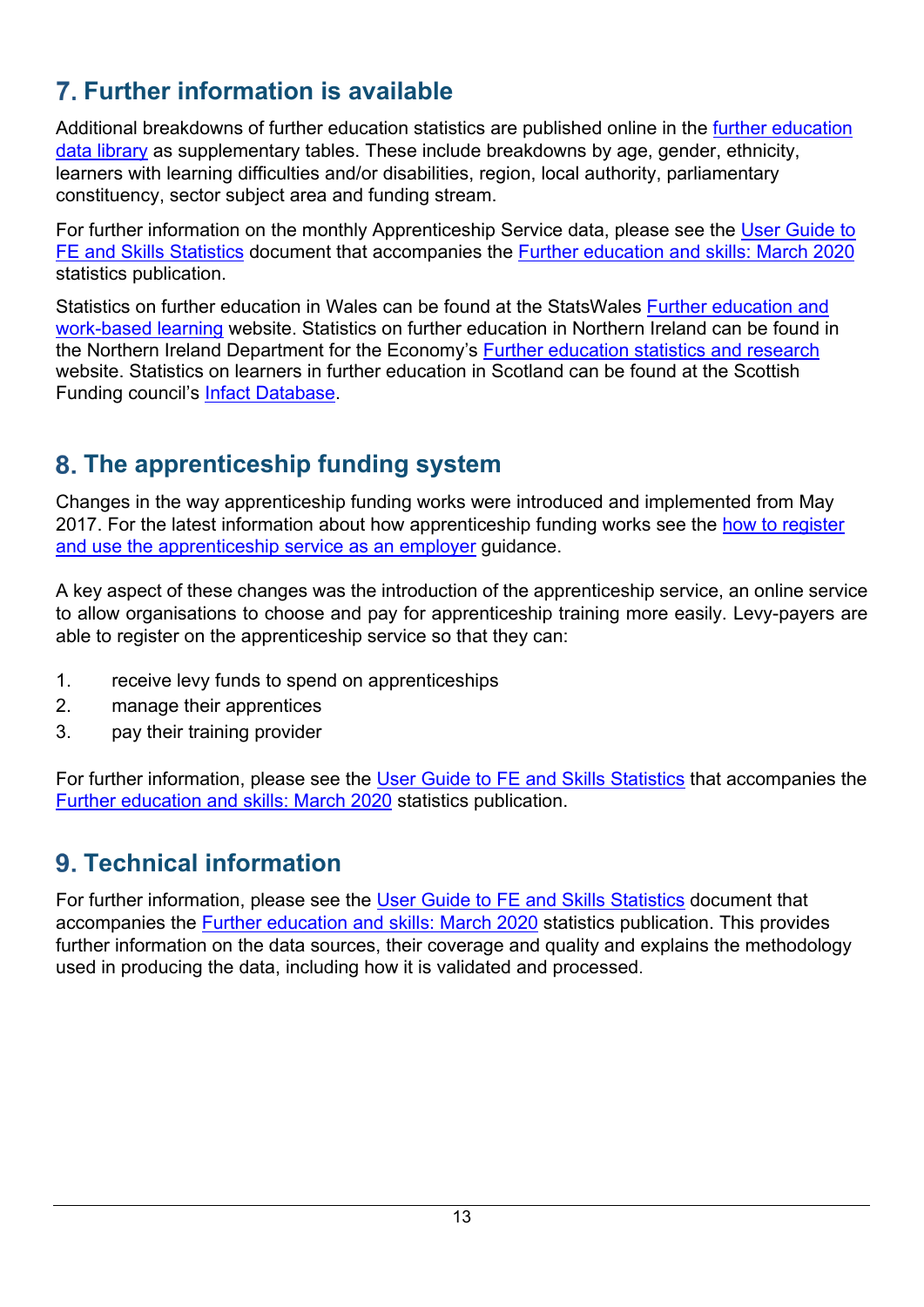## 7. Further information is available

Additional breakdowns of further education statistics are published online in the further education data library as supplementary tables. These include breakdowns by age, gender, ethnicity, learners with learning difficulties and/or disabilities, region, local authority, parliamentary constituency, sector subject area and funding stream.

For further information on the monthly Apprenticeship Service data, please see the User Guide to FE and Skills Statistics document that accompanies the Further education and skills: March 2020 statistics publication.

Statistics on further education in Wales can be found at the StatsWales Further education and work-based learning website. Statistics on further education in Northern Ireland can be found in the Northern Ireland Department for the Economy's Further education statistics and research website. Statistics on learners in further education in Scotland can be found at the Scottish Funding council's Infact Database.

## 8. The apprenticeship funding system

Changes in the way apprenticeship funding works were introduced and implemented from May 2017. For the latest information about how apprenticeship funding works see the how to register and use the apprenticeship service as an employer guidance.

A key aspect of these changes was the introduction of the apprenticeship service, an online service to allow organisations to choose and pay for apprenticeship training more easily. Levy-payers are able to register on the apprenticeship service so that they can:

1. receive levy funds to spend on apprenticeships
2. manage their apprentices
3. pay their training provider

For further information, please see the User Guide to FE and Skills Statistics that accompanies the Further education and skills: March 2020 statistics publication.

## 9. Technical information

For further information, please see the User Guide to FE and Skills Statistics document that accompanies the Further education and skills: March 2020 statistics publication. This provides further information on the data sources, their coverage and quality and explains the methodology used in producing the data, including how it is validated and processed.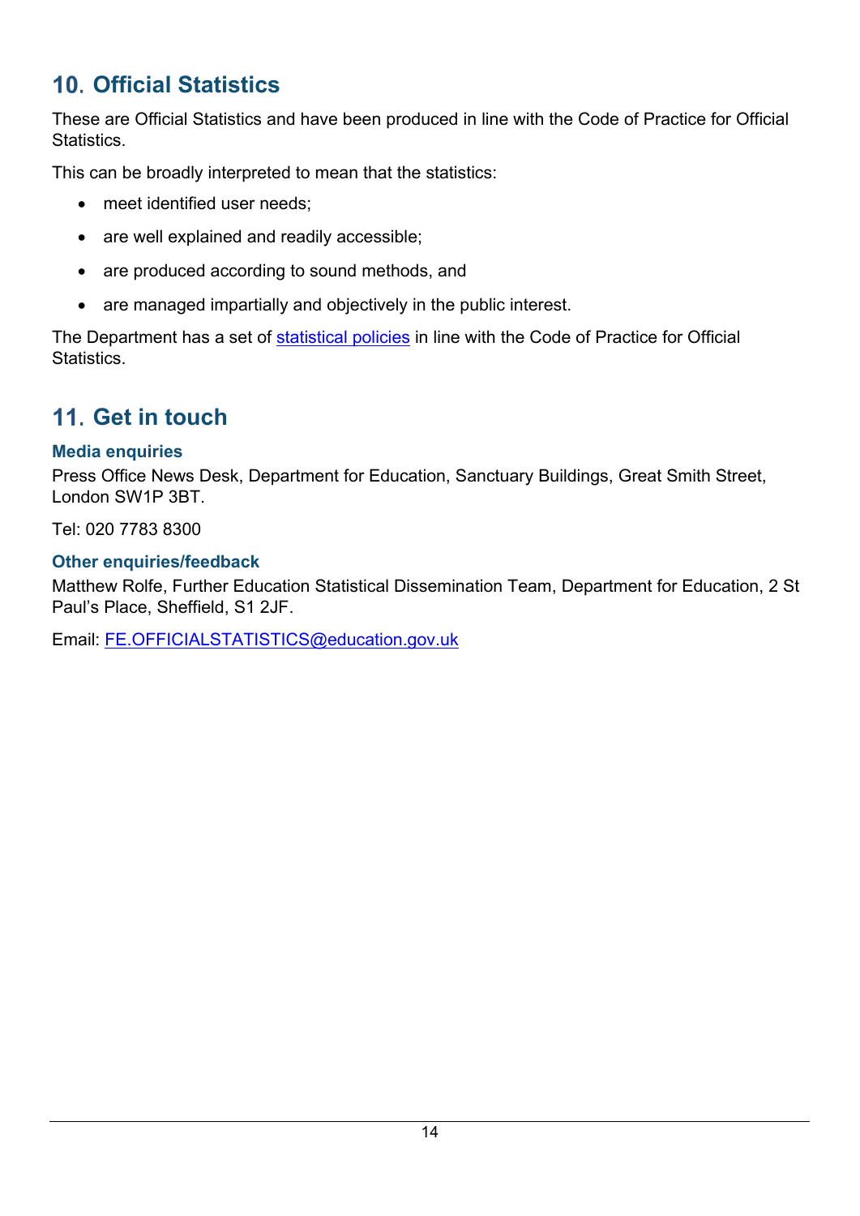## 10. Official Statistics

These are Official Statistics and have been produced in line with the Code of Practice for Official Statistics.

This can be broadly interpreted to mean that the statistics:

- meet identified user needs;
- are well explained and readily accessible;
- are produced according to sound methods, and
- are managed impartially and objectively in the public interest.

The Department has a set of statistical policies in line with the Code of Practice for Official Statistics.

## 11. Get in touch

### Media enquiries

Press Office News Desk, Department for Education, Sanctuary Buildings, Great Smith Street, London SW1P 3BT.

Tel: 020 7783 8300

### Other enquiries/feedback

Matthew Rolfe, Further Education Statistical Dissemination Team, Department for Education, 2 St Paul's Place, Sheffield, S1 2JF.

Email: FE.OFFICIALSTATISTICS@education.gov.uk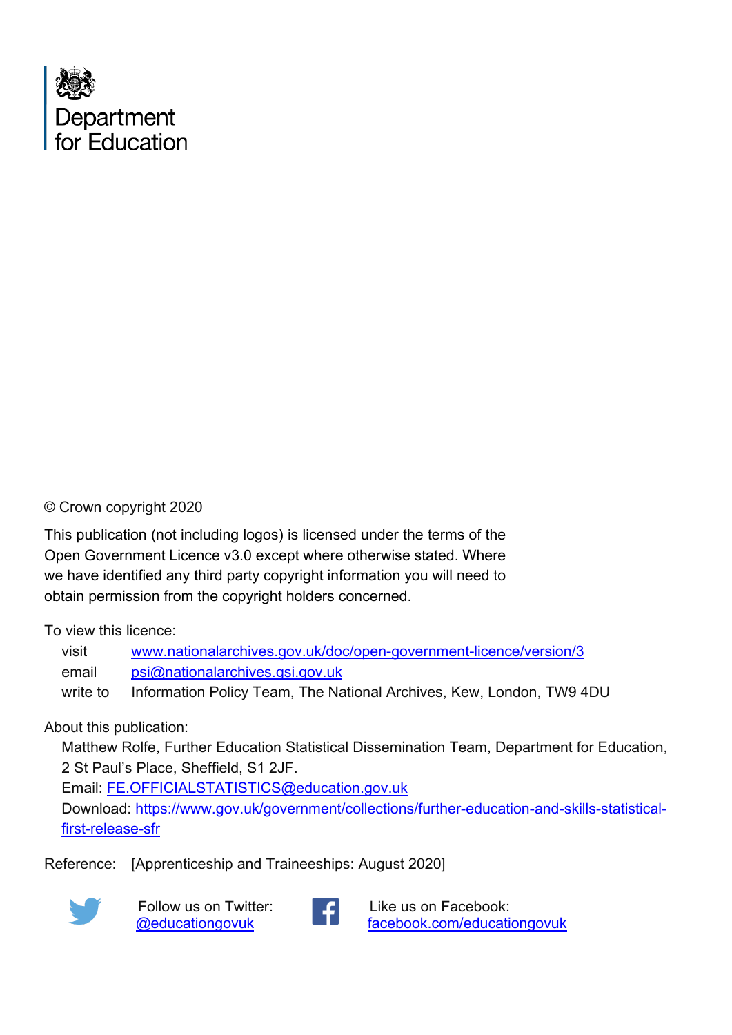Department for Education

© Crown copyright 2020

This publication (not including logos) is licensed under the terms of the Open Government Licence v3.0 except where otherwise stated. Where we have identified any third party copyright information you will need to obtain permission from the copyright holders concerned.

To view this licence:

| | |
|---|---|
| visit | www.nationalarchives.gov.uk/doc/open-government-licence/version/3 |
| email | psi@nationalarchives.gsi.gov.uk |
| write to | Information Policy Team, The National Archives, Kew, London, TW9 4DU |

About this publication:

Matthew Rolfe, Further Education Statistical Dissemination Team, Department for Education, 2 St Paul's Place, Sheffield, S1 2JF.
Email: FE.OFFICIALSTATISTICS@education.gov.uk
Download: https://www.gov.uk/government/collections/further-education-and-skills-statistical-first-release-sfr

Reference: [Apprenticeship and Traineeships: August 2020]

Follow us on Twitter: @educationgovuk

Like us on Facebook: facebook.com/educationgovuk